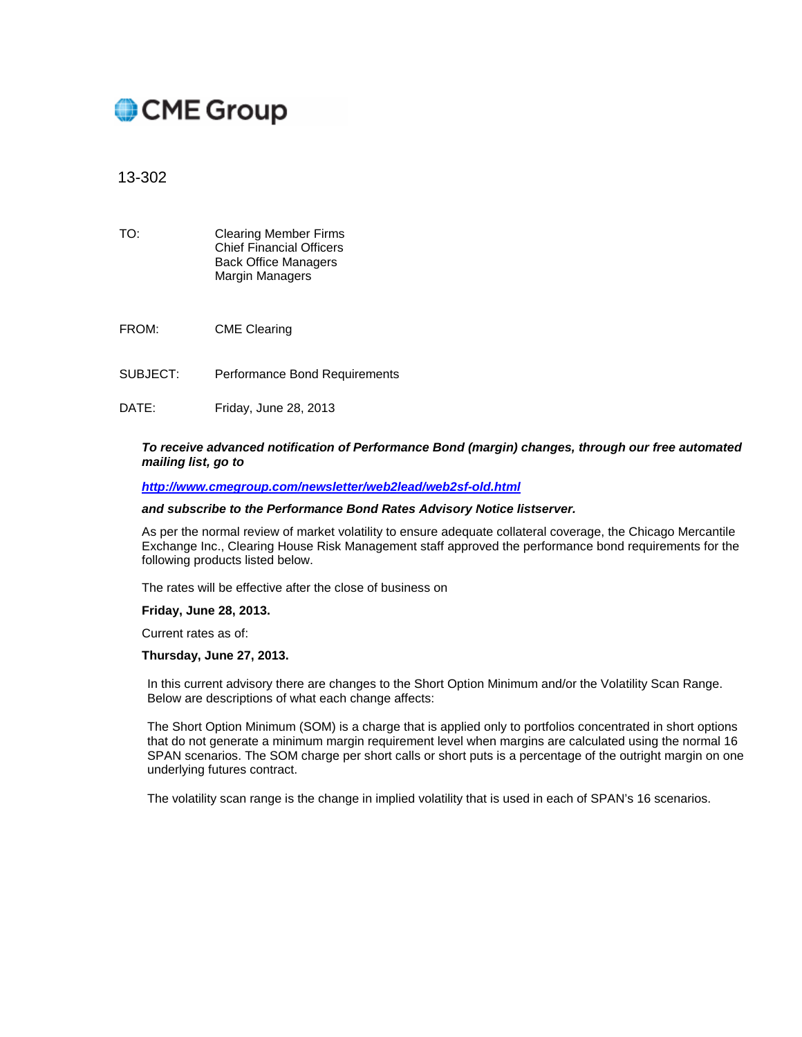CME Group

13-302

| | |
|---|---|
| TO: | Clearing Member Firms<br>Chief Financial Officers<br>Back Office Managers<br>Margin Managers |
| FROM: | CME Clearing |
| SUBJECT: | Performance Bond Requirements |
| DATE: | Friday, June 28, 2013 |

***To receive advanced notification of Performance Bond (margin) changes, through our free automated mailing list, go to***

***http://www.cmegroup.com/newsletter/web2lead/web2sf-old.html***

***and subscribe to the Performance Bond Rates Advisory Notice listserver.***

As per the normal review of market volatility to ensure adequate collateral coverage, the Chicago Mercantile Exchange Inc., Clearing House Risk Management staff approved the performance bond requirements for the following products listed below.

The rates will be effective after the close of business on

**Friday, June 28, 2013.**

Current rates as of:

**Thursday, June 27, 2013.**

In this current advisory there are changes to the Short Option Minimum and/or the Volatility Scan Range. Below are descriptions of what each change affects:

The Short Option Minimum (SOM) is a charge that is applied only to portfolios concentrated in short options that do not generate a minimum margin requirement level when margins are calculated using the normal 16 SPAN scenarios. The SOM charge per short calls or short puts is a percentage of the outright margin on one underlying futures contract.

The volatility scan range is the change in implied volatility that is used in each of SPAN's 16 scenarios.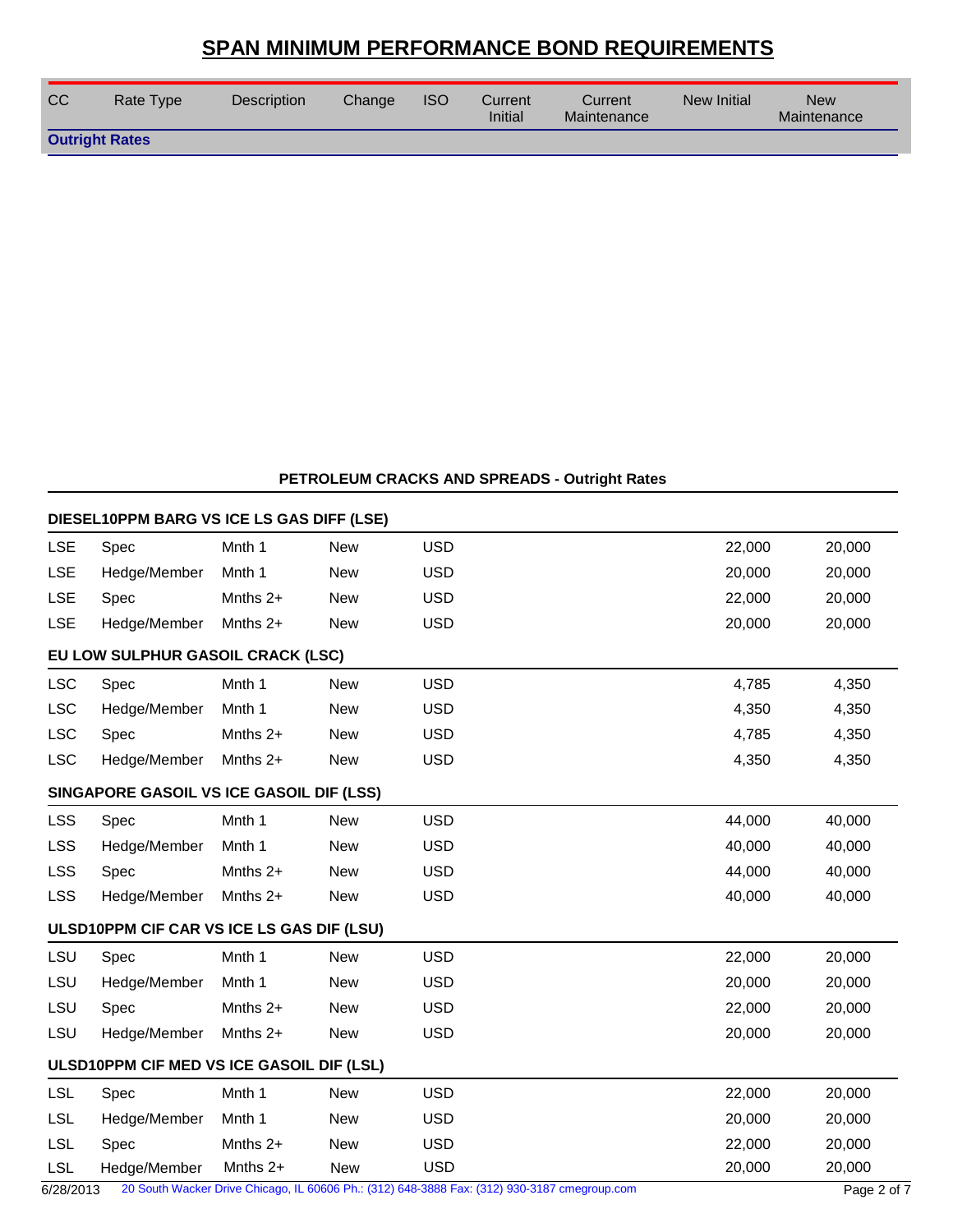# SPAN MINIMUM PERFORMANCE BOND REQUIREMENTS

| CC | Rate Type | Description | Change | ISO | Current Initial | Current Maintenance | New Initial | New Maintenance |
|---|---|---|---|---|---|---|---|---|
| **Outright Rates** | | | | | | | | |

**PETROLEUM CRACKS AND SPREADS - Outright Rates**

| CC | Rate Type | Description | Change | ISO | Current Initial | Current Maintenance | New Initial | New Maintenance |
|---|---|---|---|---|---|---|---|---|
| **DIESEL10PPM BARG VS ICE LS GAS DIFF (LSE)** | | | | | | | | |
| LSE | Spec | Mnth 1 | New | USD | | | 22,000 | 20,000 |
| LSE | Hedge/Member | Mnth 1 | New | USD | | | 20,000 | 20,000 |
| LSE | Spec | Mnths 2+ | New | USD | | | 22,000 | 20,000 |
| LSE | Hedge/Member | Mnths 2+ | New | USD | | | 20,000 | 20,000 |
| **EU LOW SULPHUR GASOIL CRACK (LSC)** | | | | | | | | |
| LSC | Spec | Mnth 1 | New | USD | | | 4,785 | 4,350 |
| LSC | Hedge/Member | Mnth 1 | New | USD | | | 4,350 | 4,350 |
| LSC | Spec | Mnths 2+ | New | USD | | | 4,785 | 4,350 |
| LSC | Hedge/Member | Mnths 2+ | New | USD | | | 4,350 | 4,350 |
| **SINGAPORE GASOIL VS ICE GASOIL DIF (LSS)** | | | | | | | | |
| LSS | Spec | Mnth 1 | New | USD | | | 44,000 | 40,000 |
| LSS | Hedge/Member | Mnth 1 | New | USD | | | 40,000 | 40,000 |
| LSS | Spec | Mnths 2+ | New | USD | | | 44,000 | 40,000 |
| LSS | Hedge/Member | Mnths 2+ | New | USD | | | 40,000 | 40,000 |
| **ULSD10PPM CIF CAR VS ICE LS GAS DIF (LSU)** | | | | | | | | |
| LSU | Spec | Mnth 1 | New | USD | | | 22,000 | 20,000 |
| LSU | Hedge/Member | Mnth 1 | New | USD | | | 20,000 | 20,000 |
| LSU | Spec | Mnths 2+ | New | USD | | | 22,000 | 20,000 |
| LSU | Hedge/Member | Mnths 2+ | New | USD | | | 20,000 | 20,000 |
| **ULSD10PPM CIF MED VS ICE GASOIL DIF (LSL)** | | | | | | | | |
| LSL | Spec | Mnth 1 | New | USD | | | 22,000 | 20,000 |
| LSL | Hedge/Member | Mnth 1 | New | USD | | | 20,000 | 20,000 |
| LSL | Spec | Mnths 2+ | New | USD | | | 22,000 | 20,000 |
| LSL | Hedge/Member | Mnths 2+ | New | USD | | | 20,000 | 20,000 |

6/28/2013 20 South Wacker Drive Chicago, IL 60606 Ph.: (312) 648-3888 Fax: (312) 930-3187 cmegroup.com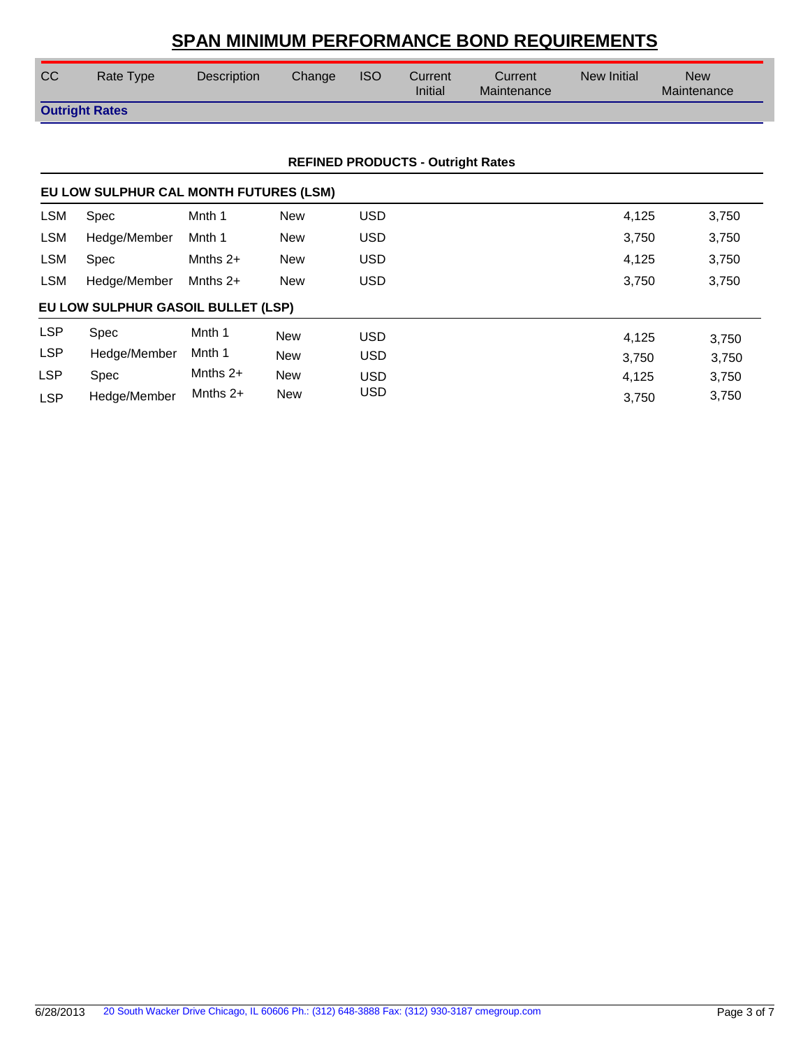# SPAN MINIMUM PERFORMANCE BOND REQUIREMENTS

| CC | Rate Type | Description | Change | ISO | Current Initial | Current Maintenance | New Initial | New Maintenance |
|---|---|---|---|---|---|---|---|---|
| **Outright Rates** | | | | | | | | |

**REFINED PRODUCTS - Outright Rates**

**EU LOW SULPHUR CAL MONTH FUTURES (LSM)**

| CC | Rate Type | Description | Change | ISO | Current Initial | Current Maintenance | New Initial | New Maintenance |
|---|---|---|---|---|---|---|---|---|
| LSM | Spec | Mnth 1 | New | USD | | | 4,125 | 3,750 |
| LSM | Hedge/Member | Mnth 1 | New | USD | | | 3,750 | 3,750 |
| LSM | Spec | Mnths 2+ | New | USD | | | 4,125 | 3,750 |
| LSM | Hedge/Member | Mnths 2+ | New | USD | | | 3,750 | 3,750 |

**EU LOW SULPHUR GASOIL BULLET (LSP)**

| CC | Rate Type | Description | Change | ISO | Current Initial | Current Maintenance | New Initial | New Maintenance |
|---|---|---|---|---|---|---|---|---|
| LSP | Spec | Mnth 1 | New | USD | | | 4,125 | 3,750 |
| LSP | Hedge/Member | Mnth 1 | New | USD | | | 3,750 | 3,750 |
| LSP | Spec | Mnths 2+ | New | USD | | | 4,125 | 3,750 |
| LSP | Hedge/Member | Mnths 2+ | New | USD | | | 3,750 | 3,750 |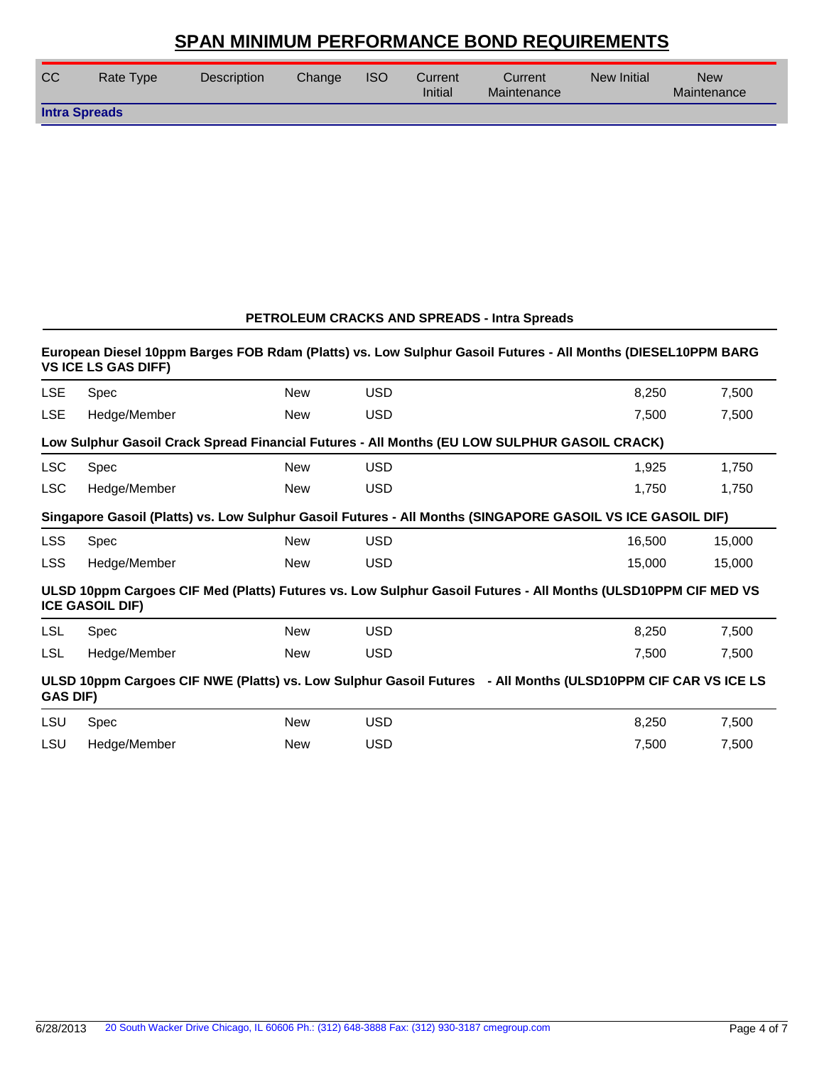# SPAN MINIMUM PERFORMANCE BOND REQUIREMENTS

| CC | Rate Type | Description | Change | ISO | Current Initial | Current Maintenance | New Initial | New Maintenance |
|---|---|---|---|---|---|---|---|---|

**Intra Spreads**

### PETROLEUM CRACKS AND SPREADS - Intra Spreads

**European Diesel 10ppm Barges FOB Rdam (Platts) vs. Low Sulphur Gasoil Futures - All Months (DIESEL10PPM BARG VS ICE LS GAS DIFF)**

| CC | Rate Type | Description | Change | ISO | Current Initial | Current Maintenance | New Initial | New Maintenance |
|---|---|---|---|---|---|---|---|---|
| LSE | Spec | | New | USD | | | 8,250 | 7,500 |
| LSE | Hedge/Member | | New | USD | | | 7,500 | 7,500 |

**Low Sulphur Gasoil Crack Spread Financial Futures - All Months (EU LOW SULPHUR GASOIL CRACK)**

| CC | Rate Type | Description | Change | ISO | Current Initial | Current Maintenance | New Initial | New Maintenance |
|---|---|---|---|---|---|---|---|---|
| LSC | Spec | | New | USD | | | 1,925 | 1,750 |
| LSC | Hedge/Member | | New | USD | | | 1,750 | 1,750 |

**Singapore Gasoil (Platts) vs. Low Sulphur Gasoil Futures - All Months (SINGAPORE GASOIL VS ICE GASOIL DIF)**

| CC | Rate Type | Description | Change | ISO | Current Initial | Current Maintenance | New Initial | New Maintenance |
|---|---|---|---|---|---|---|---|---|
| LSS | Spec | | New | USD | | | 16,500 | 15,000 |
| LSS | Hedge/Member | | New | USD | | | 15,000 | 15,000 |

**ULSD 10ppm Cargoes CIF Med (Platts) Futures vs. Low Sulphur Gasoil Futures - All Months (ULSD10PPM CIF MED VS ICE GASOIL DIF)**

| CC | Rate Type | Description | Change | ISO | Current Initial | Current Maintenance | New Initial | New Maintenance |
|---|---|---|---|---|---|---|---|---|
| LSL | Spec | | New | USD | | | 8,250 | 7,500 |
| LSL | Hedge/Member | | New | USD | | | 7,500 | 7,500 |

**ULSD 10ppm Cargoes CIF NWE (Platts) vs. Low Sulphur Gasoil Futures - All Months (ULSD10PPM CIF CAR VS ICE LS GAS DIF)**

| CC | Rate Type | Description | Change | ISO | Current Initial | Current Maintenance | New Initial | New Maintenance |
|---|---|---|---|---|---|---|---|---|
| LSU | Spec | | New | USD | | | 8,250 | 7,500 |
| LSU | Hedge/Member | | New | USD | | | 7,500 | 7,500 |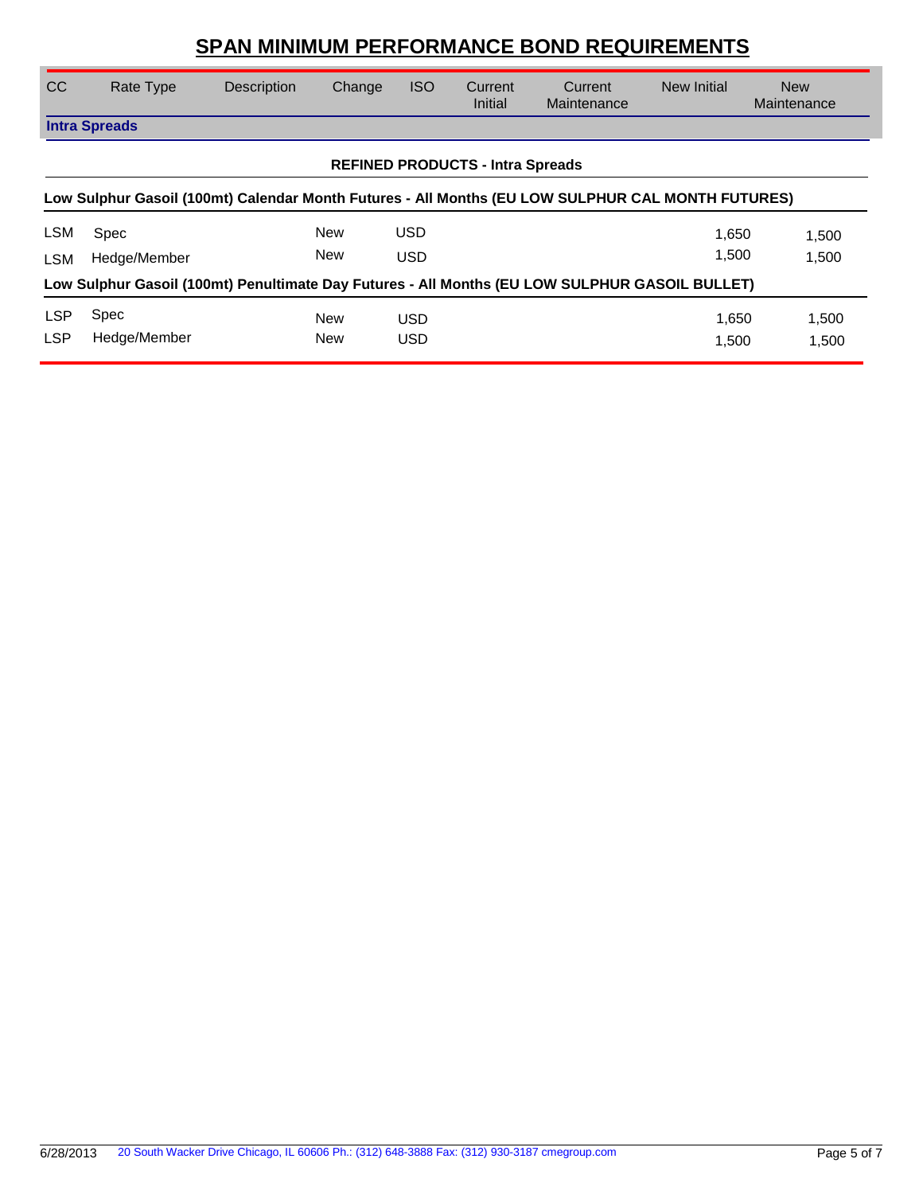# SPAN MINIMUM PERFORMANCE BOND REQUIREMENTS

| CC | Rate Type | Description | Change | ISO | Current Initial | Current Maintenance | New Initial | New Maintenance |
|---|---|---|---|---|---|---|---|---|
| **Intra Spreads** | | | | | | | | |
| **REFINED PRODUCTS - Intra Spreads** | | | | | | | | |
| **Low Sulphur Gasoil (100mt) Calendar Month Futures - All Months (EU LOW SULPHUR CAL MONTH FUTURES)** | | | | | | | | |
| LSM | Spec | | New | USD | | | 1,650 | 1,500 |
| LSM | Hedge/Member | | New | USD | | | 1,500 | 1,500 |
| **Low Sulphur Gasoil (100mt) Penultimate Day Futures - All Months (EU LOW SULPHUR GASOIL BULLET)** | | | | | | | | |
| LSP | Spec | | New | USD | | | 1,650 | 1,500 |
| LSP | Hedge/Member | | New | USD | | | 1,500 | 1,500 |

6/28/2013 20 South Wacker Drive Chicago, IL 60606 Ph.: (312) 648-3888 Fax: (312) 930-3187 cmegroup.com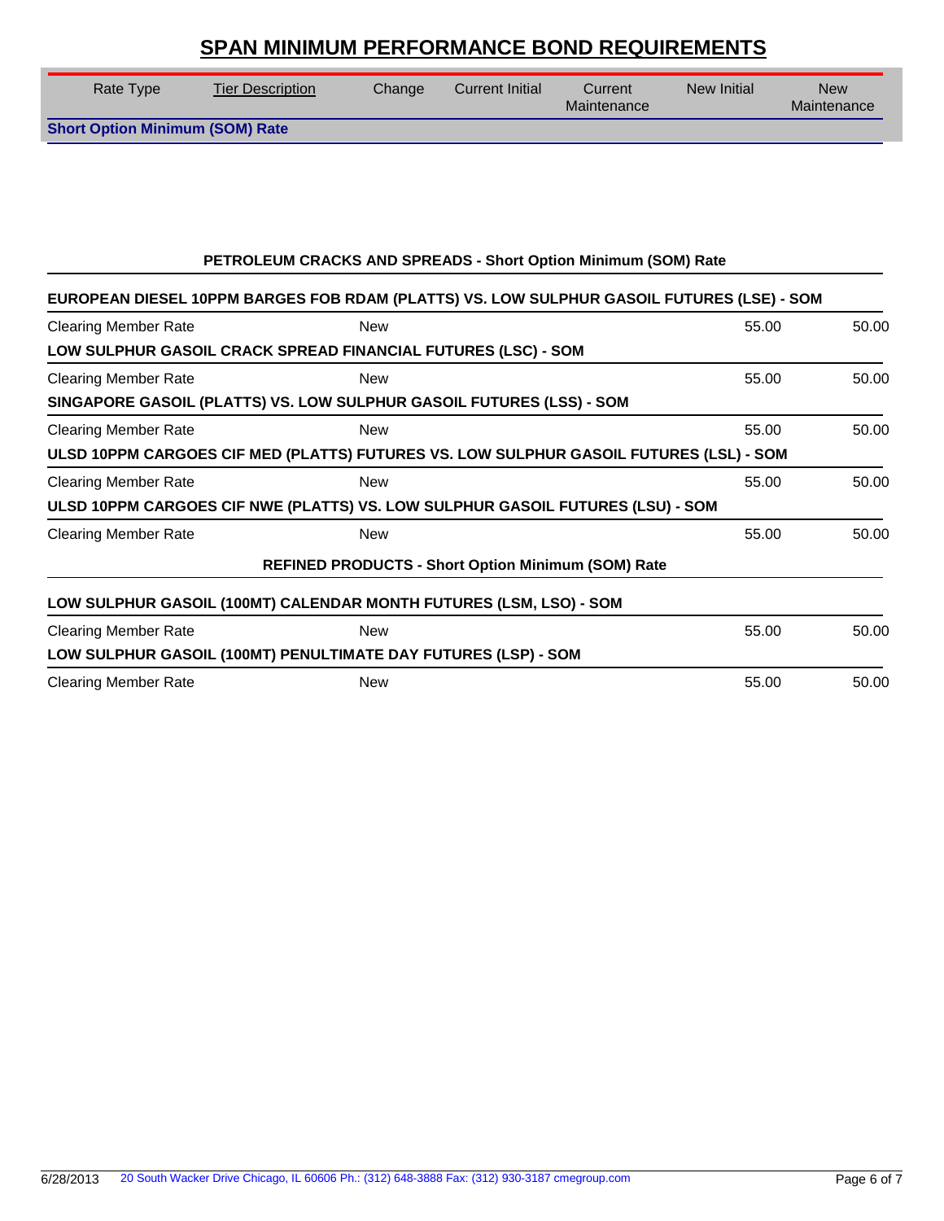# SPAN MINIMUM PERFORMANCE BOND REQUIREMENTS

| Rate Type | Tier Description | Change | Current Initial | Current Maintenance | New Initial | New Maintenance |
|---|---|---|---|---|---|---|
| **Short Option Minimum (SOM) Rate** | | | | | | |

**PETROLEUM CRACKS AND SPREADS - Short Option Minimum (SOM) Rate**

| Rate Type | Tier Description | Change | Current Initial | Current Maintenance | New Initial | New Maintenance |
|---|---|---|---|---|---|---|
| **EUROPEAN DIESEL 10PPM BARGES FOB RDAM (PLATTS) VS. LOW SULPHUR GASOIL FUTURES (LSE) - SOM** | | | | | | |
| Clearing Member Rate | | New | | | 55.00 | 50.00 |
| **LOW SULPHUR GASOIL CRACK SPREAD FINANCIAL FUTURES (LSC) - SOM** | | | | | | |
| Clearing Member Rate | | New | | | 55.00 | 50.00 |
| **SINGAPORE GASOIL (PLATTS) VS. LOW SULPHUR GASOIL FUTURES (LSS) - SOM** | | | | | | |
| Clearing Member Rate | | New | | | 55.00 | 50.00 |
| **ULSD 10PPM CARGOES CIF MED (PLATTS) FUTURES VS. LOW SULPHUR GASOIL FUTURES (LSL) - SOM** | | | | | | |
| Clearing Member Rate | | New | | | 55.00 | 50.00 |
| **ULSD 10PPM CARGOES CIF NWE (PLATTS) VS. LOW SULPHUR GASOIL FUTURES (LSU) - SOM** | | | | | | |
| Clearing Member Rate | | New | | | 55.00 | 50.00 |

**REFINED PRODUCTS - Short Option Minimum (SOM) Rate**

| Rate Type | Tier Description | Change | Current Initial | Current Maintenance | New Initial | New Maintenance |
|---|---|---|---|---|---|---|
| **LOW SULPHUR GASOIL (100MT) CALENDAR MONTH FUTURES (LSM, LSO) - SOM** | | | | | | |
| Clearing Member Rate | | New | | | 55.00 | 50.00 |
| **LOW SULPHUR GASOIL (100MT) PENULTIMATE DAY FUTURES (LSP) - SOM** | | | | | | |
| Clearing Member Rate | | New | | | 55.00 | 50.00 |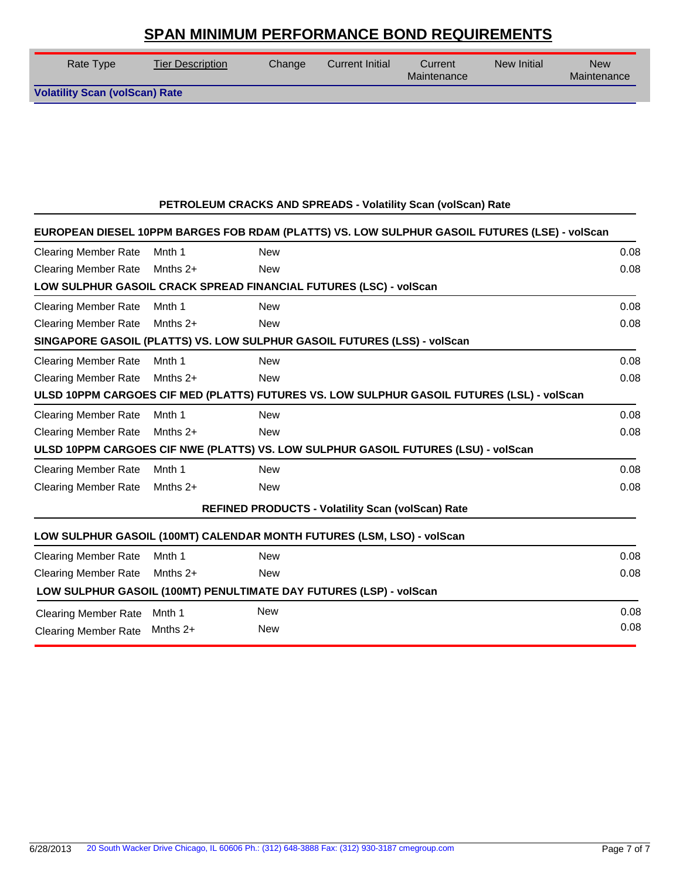# SPAN MINIMUM PERFORMANCE BOND REQUIREMENTS

| Rate Type | Tier Description | Change | Current Initial | Current Maintenance | New Initial | New Maintenance |
|---|---|---|---|---|---|---|
| **Volatility Scan (volScan) Rate** | | | | | | |
| **PETROLEUM CRACKS AND SPREADS - Volatility Scan (volScan) Rate** | | | | | | |
| **EUROPEAN DIESEL 10PPM BARGES FOB RDAM (PLATTS) VS. LOW SULPHUR GASOIL FUTURES (LSE) - volScan** | | | | | | |
| Clearing Member Rate | Mnth 1 | New | | | | 0.08 |
| Clearing Member Rate | Mnths 2+ | New | | | | 0.08 |
| **LOW SULPHUR GASOIL CRACK SPREAD FINANCIAL FUTURES (LSC) - volScan** | | | | | | |
| Clearing Member Rate | Mnth 1 | New | | | | 0.08 |
| Clearing Member Rate | Mnths 2+ | New | | | | 0.08 |
| **SINGAPORE GASOIL (PLATTS) VS. LOW SULPHUR GASOIL FUTURES (LSS) - volScan** | | | | | | |
| Clearing Member Rate | Mnth 1 | New | | | | 0.08 |
| Clearing Member Rate | Mnths 2+ | New | | | | 0.08 |
| **ULSD 10PPM CARGOES CIF MED (PLATTS) FUTURES VS. LOW SULPHUR GASOIL FUTURES (LSL) - volScan** | | | | | | |
| Clearing Member Rate | Mnth 1 | New | | | | 0.08 |
| Clearing Member Rate | Mnths 2+ | New | | | | 0.08 |
| **ULSD 10PPM CARGOES CIF NWE (PLATTS) VS. LOW SULPHUR GASOIL FUTURES (LSU) - volScan** | | | | | | |
| Clearing Member Rate | Mnth 1 | New | | | | 0.08 |
| Clearing Member Rate | Mnths 2+ | New | | | | 0.08 |
| **REFINED PRODUCTS - Volatility Scan (volScan) Rate** | | | | | | |
| **LOW SULPHUR GASOIL (100MT) CALENDAR MONTH FUTURES (LSM, LSO) - volScan** | | | | | | |
| Clearing Member Rate | Mnth 1 | New | | | | 0.08 |
| Clearing Member Rate | Mnths 2+ | New | | | | 0.08 |
| **LOW SULPHUR GASOIL (100MT) PENULTIMATE DAY FUTURES (LSP) - volScan** | | | | | | |
| Clearing Member Rate | Mnth 1 | New | | | | 0.08 |
| Clearing Member Rate | Mnths 2+ | New | | | | 0.08 |

6/28/2013 20 South Wacker Drive Chicago, IL 60606 Ph.: (312) 648-3888 Fax: (312) 930-3187 cmegroup.com